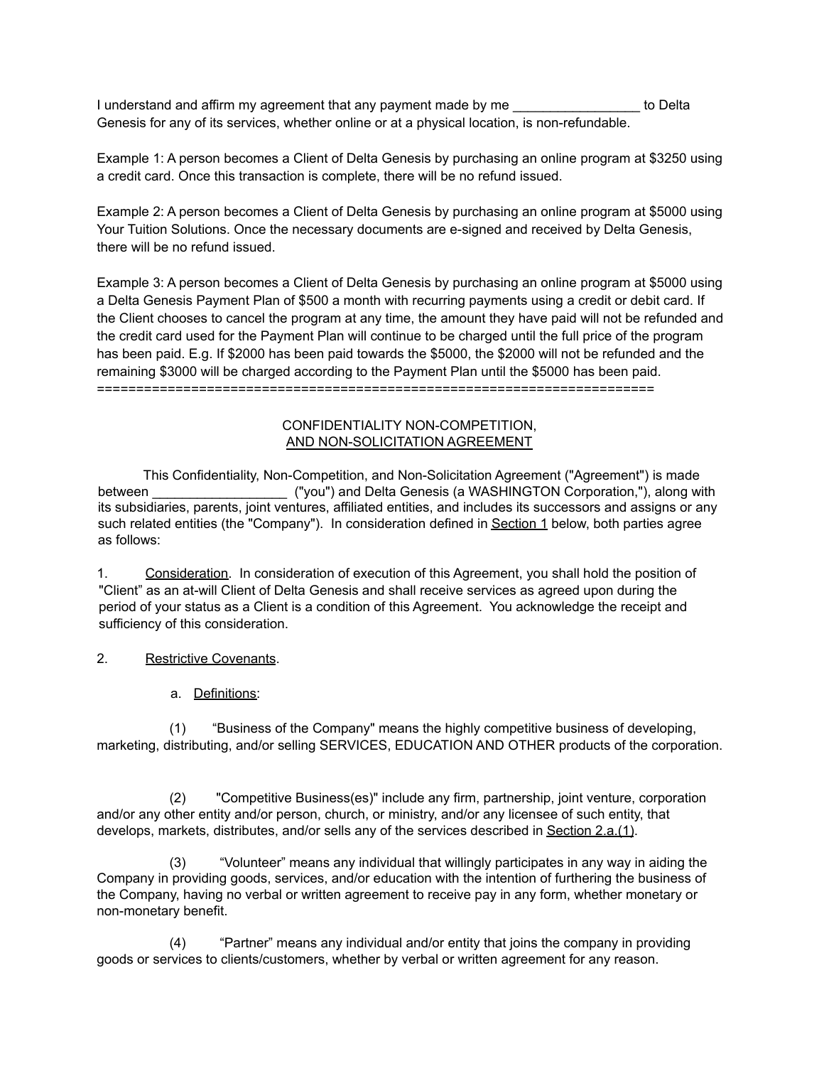I understand and affirm my agreement that any payment made by me _________________ to Delta Genesis for any of its services, whether online or at a physical location, is non-refundable.

Example 1: A person becomes a Client of Delta Genesis by purchasing an online program at $3250 using a credit card. Once this transaction is complete, there will be no refund issued.

Example 2: A person becomes a Client of Delta Genesis by purchasing an online program at $5000 using Your Tuition Solutions. Once the necessary documents are e-signed and received by Delta Genesis, there will be no refund issued.

Example 3: A person becomes a Client of Delta Genesis by purchasing an online program at $5000 using a Delta Genesis Payment Plan of $500 a month with recurring payments using a credit or debit card. If the Client chooses to cancel the program at any time, the amount they have paid will not be refunded and the credit card used for the Payment Plan will continue to be charged until the full price of the program has been paid. E.g. If $2000 has been paid towards the $5000, the $2000 will not be refunded and the remaining $3000 will be charged according to the Payment Plan until the $5000 has been paid.

======================================================================

CONFIDENTIALITY NON-COMPETITION,
<u>AND NON-SOLICITATION AGREEMENT</u>

This Confidentiality, Non-Competition, and Non-Solicitation Agreement ("Agreement") is made between __________________ ("you") and Delta Genesis (a WASHINGTON Corporation,"), along with its subsidiaries, parents, joint ventures, affiliated entities, and includes its successors and assigns or any such related entities (the "Company"). In consideration defined in <u>Section 1</u> below, both parties agree as follows:

1. <u>Consideration</u>. In consideration of execution of this Agreement, you shall hold the position of "Client" as an at-will Client of Delta Genesis and shall receive services as agreed upon during the period of your status as a Client is a condition of this Agreement. You acknowledge the receipt and sufficiency of this consideration.

2. <u>Restrictive Covenants</u>.

a. <u>Definitions</u>:

(1) "Business of the Company" means the highly competitive business of developing, marketing, distributing, and/or selling SERVICES, EDUCATION AND OTHER products of the corporation.

(2) "Competitive Business(es)" include any firm, partnership, joint venture, corporation and/or any other entity and/or person, church, or ministry, and/or any licensee of such entity, that develops, markets, distributes, and/or sells any of the services described in <u>Section 2.a.(1)</u>.

(3) "Volunteer" means any individual that willingly participates in any way in aiding the Company in providing goods, services, and/or education with the intention of furthering the business of the Company, having no verbal or written agreement to receive pay in any form, whether monetary or non-monetary benefit.

(4) "Partner" means any individual and/or entity that joins the company in providing goods or services to clients/customers, whether by verbal or written agreement for any reason.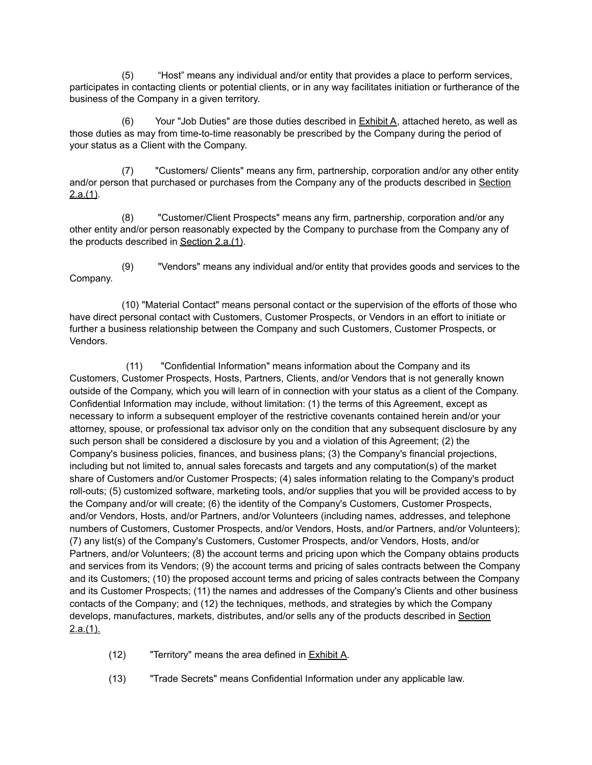(5) "Host" means any individual and/or entity that provides a place to perform services, participates in contacting clients or potential clients, or in any way facilitates initiation or furtherance of the business of the Company in a given territory.

(6) Your "Job Duties" are those duties described in Exhibit A, attached hereto, as well as those duties as may from time-to-time reasonably be prescribed by the Company during the period of your status as a Client with the Company.

(7) "Customers/ Clients" means any firm, partnership, corporation and/or any other entity and/or person that purchased or purchases from the Company any of the products described in Section 2.a.(1).

(8) "Customer/Client Prospects" means any firm, partnership, corporation and/or any other entity and/or person reasonably expected by the Company to purchase from the Company any of the products described in Section 2.a.(1).

(9) "Vendors" means any individual and/or entity that provides goods and services to the Company.

(10) "Material Contact" means personal contact or the supervision of the efforts of those who have direct personal contact with Customers, Customer Prospects, or Vendors in an effort to initiate or further a business relationship between the Company and such Customers, Customer Prospects, or Vendors.

(11) "Confidential Information" means information about the Company and its Customers, Customer Prospects, Hosts, Partners, Clients, and/or Vendors that is not generally known outside of the Company, which you will learn of in connection with your status as a client of the Company. Confidential Information may include, without limitation: (1) the terms of this Agreement, except as necessary to inform a subsequent employer of the restrictive covenants contained herein and/or your attorney, spouse, or professional tax advisor only on the condition that any subsequent disclosure by any such person shall be considered a disclosure by you and a violation of this Agreement; (2) the Company's business policies, finances, and business plans; (3) the Company's financial projections, including but not limited to, annual sales forecasts and targets and any computation(s) of the market share of Customers and/or Customer Prospects; (4) sales information relating to the Company's product roll-outs; (5) customized software, marketing tools, and/or supplies that you will be provided access to by the Company and/or will create; (6) the identity of the Company's Customers, Customer Prospects, and/or Vendors, Hosts, and/or Partners, and/or Volunteers (including names, addresses, and telephone numbers of Customers, Customer Prospects, and/or Vendors, Hosts, and/or Partners, and/or Volunteers); (7) any list(s) of the Company's Customers, Customer Prospects, and/or Vendors, Hosts, and/or Partners, and/or Volunteers; (8) the account terms and pricing upon which the Company obtains products and services from its Vendors; (9) the account terms and pricing of sales contracts between the Company and its Customers; (10) the proposed account terms and pricing of sales contracts between the Company and its Customer Prospects; (11) the names and addresses of the Company's Clients and other business contacts of the Company; and (12) the techniques, methods, and strategies by which the Company develops, manufactures, markets, distributes, and/or sells any of the products described in Section 2.a.(1).

(12) "Territory" means the area defined in Exhibit A.

(13) "Trade Secrets" means Confidential Information under any applicable law.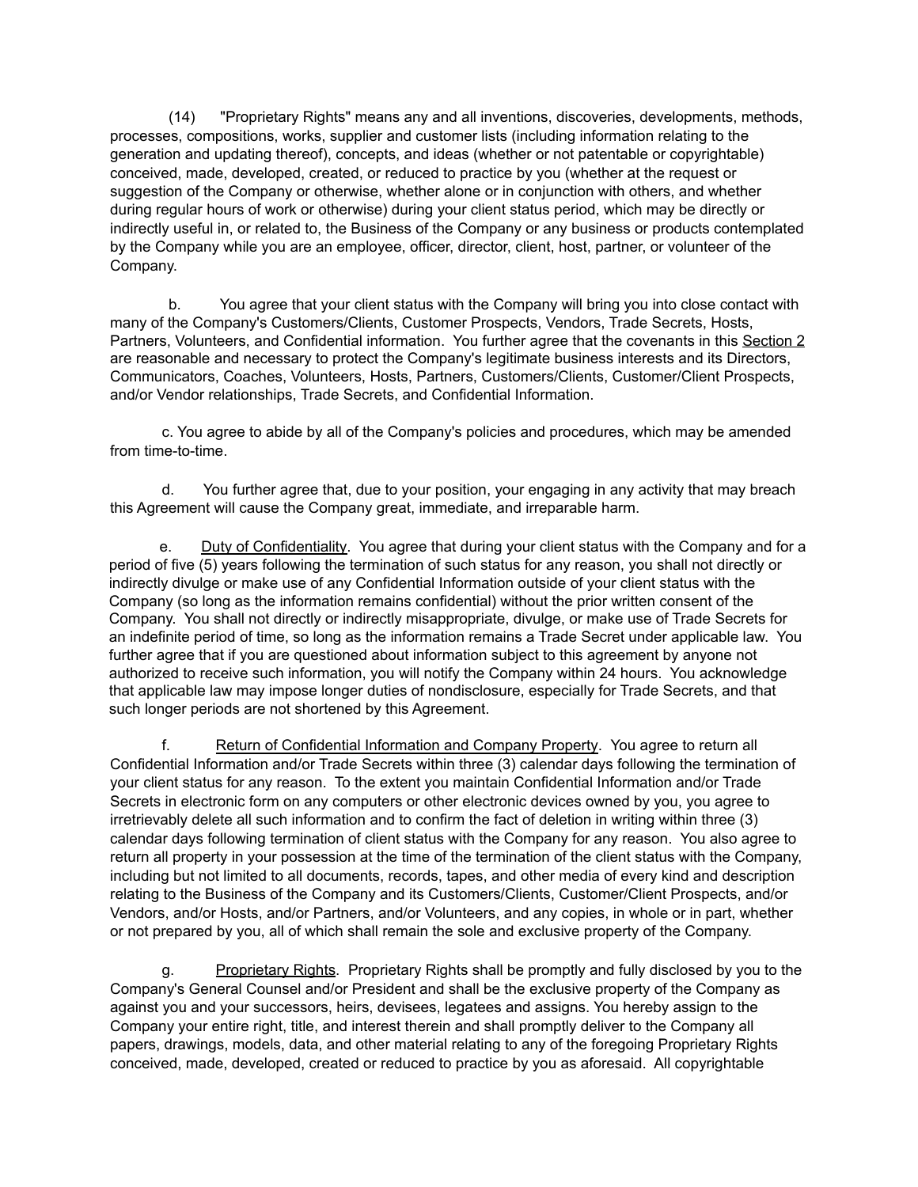(14) "Proprietary Rights" means any and all inventions, discoveries, developments, methods, processes, compositions, works, supplier and customer lists (including information relating to the generation and updating thereof), concepts, and ideas (whether or not patentable or copyrightable) conceived, made, developed, created, or reduced to practice by you (whether at the request or suggestion of the Company or otherwise, whether alone or in conjunction with others, and whether during regular hours of work or otherwise) during your client status period, which may be directly or indirectly useful in, or related to, the Business of the Company or any business or products contemplated by the Company while you are an employee, officer, director, client, host, partner, or volunteer of the Company.

b. You agree that your client status with the Company will bring you into close contact with many of the Company's Customers/Clients, Customer Prospects, Vendors, Trade Secrets, Hosts, Partners, Volunteers, and Confidential information. You further agree that the covenants in this <u>Section 2</u> are reasonable and necessary to protect the Company's legitimate business interests and its Directors, Communicators, Coaches, Volunteers, Hosts, Partners, Customers/Clients, Customer/Client Prospects, and/or Vendor relationships, Trade Secrets, and Confidential Information.

c. You agree to abide by all of the Company's policies and procedures, which may be amended from time-to-time.

d. You further agree that, due to your position, your engaging in any activity that may breach this Agreement will cause the Company great, immediate, and irreparable harm.

e. <u>Duty of Confidentiality</u>. You agree that during your client status with the Company and for a period of five (5) years following the termination of such status for any reason, you shall not directly or indirectly divulge or make use of any Confidential Information outside of your client status with the Company (so long as the information remains confidential) without the prior written consent of the Company. You shall not directly or indirectly misappropriate, divulge, or make use of Trade Secrets for an indefinite period of time, so long as the information remains a Trade Secret under applicable law. You further agree that if you are questioned about information subject to this agreement by anyone not authorized to receive such information, you will notify the Company within 24 hours. You acknowledge that applicable law may impose longer duties of nondisclosure, especially for Trade Secrets, and that such longer periods are not shortened by this Agreement.

f. <u>Return of Confidential Information and Company Property</u>. You agree to return all Confidential Information and/or Trade Secrets within three (3) calendar days following the termination of your client status for any reason. To the extent you maintain Confidential Information and/or Trade Secrets in electronic form on any computers or other electronic devices owned by you, you agree to irretrievably delete all such information and to confirm the fact of deletion in writing within three (3) calendar days following termination of client status with the Company for any reason. You also agree to return all property in your possession at the time of the termination of the client status with the Company, including but not limited to all documents, records, tapes, and other media of every kind and description relating to the Business of the Company and its Customers/Clients, Customer/Client Prospects, and/or Vendors, and/or Hosts, and/or Partners, and/or Volunteers, and any copies, in whole or in part, whether or not prepared by you, all of which shall remain the sole and exclusive property of the Company.

g. <u>Proprietary Rights</u>. Proprietary Rights shall be promptly and fully disclosed by you to the Company's General Counsel and/or President and shall be the exclusive property of the Company as against you and your successors, heirs, devisees, legatees and assigns. You hereby assign to the Company your entire right, title, and interest therein and shall promptly deliver to the Company all papers, drawings, models, data, and other material relating to any of the foregoing Proprietary Rights conceived, made, developed, created or reduced to practice by you as aforesaid. All copyrightable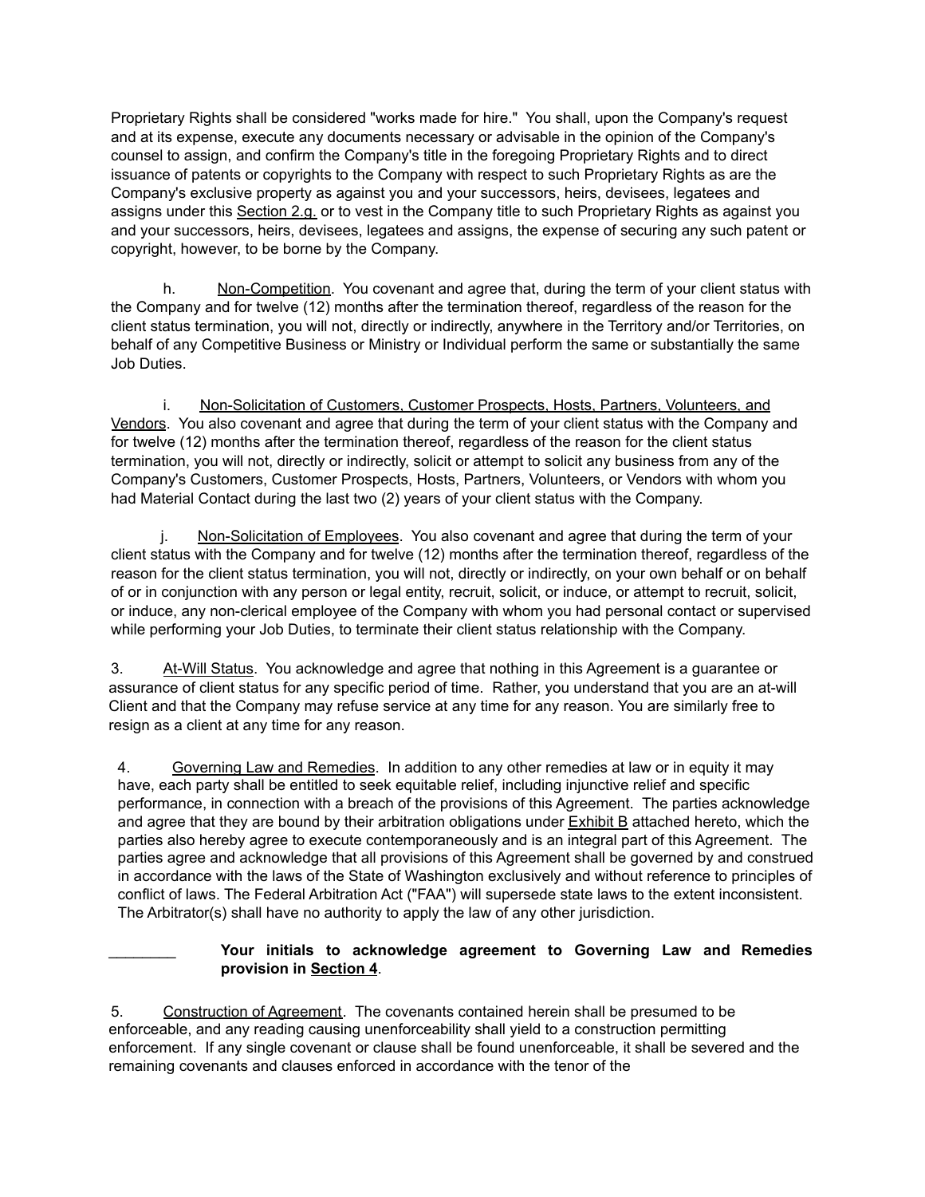Proprietary Rights shall be considered "works made for hire." You shall, upon the Company's request and at its expense, execute any documents necessary or advisable in the opinion of the Company's counsel to assign, and confirm the Company's title in the foregoing Proprietary Rights and to direct issuance of patents or copyrights to the Company with respect to such Proprietary Rights as are the Company's exclusive property as against you and your successors, heirs, devisees, legatees and assigns under this Section 2.g. or to vest in the Company title to such Proprietary Rights as against you and your successors, heirs, devisees, legatees and assigns, the expense of securing any such patent or copyright, however, to be borne by the Company.

h. Non-Competition. You covenant and agree that, during the term of your client status with the Company and for twelve (12) months after the termination thereof, regardless of the reason for the client status termination, you will not, directly or indirectly, anywhere in the Territory and/or Territories, on behalf of any Competitive Business or Ministry or Individual perform the same or substantially the same Job Duties.

i. Non-Solicitation of Customers, Customer Prospects, Hosts, Partners, Volunteers, and Vendors. You also covenant and agree that during the term of your client status with the Company and for twelve (12) months after the termination thereof, regardless of the reason for the client status termination, you will not, directly or indirectly, solicit or attempt to solicit any business from any of the Company's Customers, Customer Prospects, Hosts, Partners, Volunteers, or Vendors with whom you had Material Contact during the last two (2) years of your client status with the Company.

j. Non-Solicitation of Employees. You also covenant and agree that during the term of your client status with the Company and for twelve (12) months after the termination thereof, regardless of the reason for the client status termination, you will not, directly or indirectly, on your own behalf or on behalf of or in conjunction with any person or legal entity, recruit, solicit, or induce, or attempt to recruit, solicit, or induce, any non-clerical employee of the Company with whom you had personal contact or supervised while performing your Job Duties, to terminate their client status relationship with the Company.

3. At-Will Status. You acknowledge and agree that nothing in this Agreement is a guarantee or assurance of client status for any specific period of time. Rather, you understand that you are an at-will Client and that the Company may refuse service at any time for any reason. You are similarly free to resign as a client at any time for any reason.

4. Governing Law and Remedies. In addition to any other remedies at law or in equity it may have, each party shall be entitled to seek equitable relief, including injunctive relief and specific performance, in connection with a breach of the provisions of this Agreement. The parties acknowledge and agree that they are bound by their arbitration obligations under Exhibit B attached hereto, which the parties also hereby agree to execute contemporaneously and is an integral part of this Agreement. The parties agree and acknowledge that all provisions of this Agreement shall be governed by and construed in accordance with the laws of the State of Washington exclusively and without reference to principles of conflict of laws. The Federal Arbitration Act ("FAA") will supersede state laws to the extent inconsistent. The Arbitrator(s) shall have no authority to apply the law of any other jurisdiction.

________ **Your initials to acknowledge agreement to Governing Law and Remedies provision in Section 4.**

5. Construction of Agreement. The covenants contained herein shall be presumed to be enforceable, and any reading causing unenforceability shall yield to a construction permitting enforcement. If any single covenant or clause shall be found unenforceable, it shall be severed and the remaining covenants and clauses enforced in accordance with the tenor of the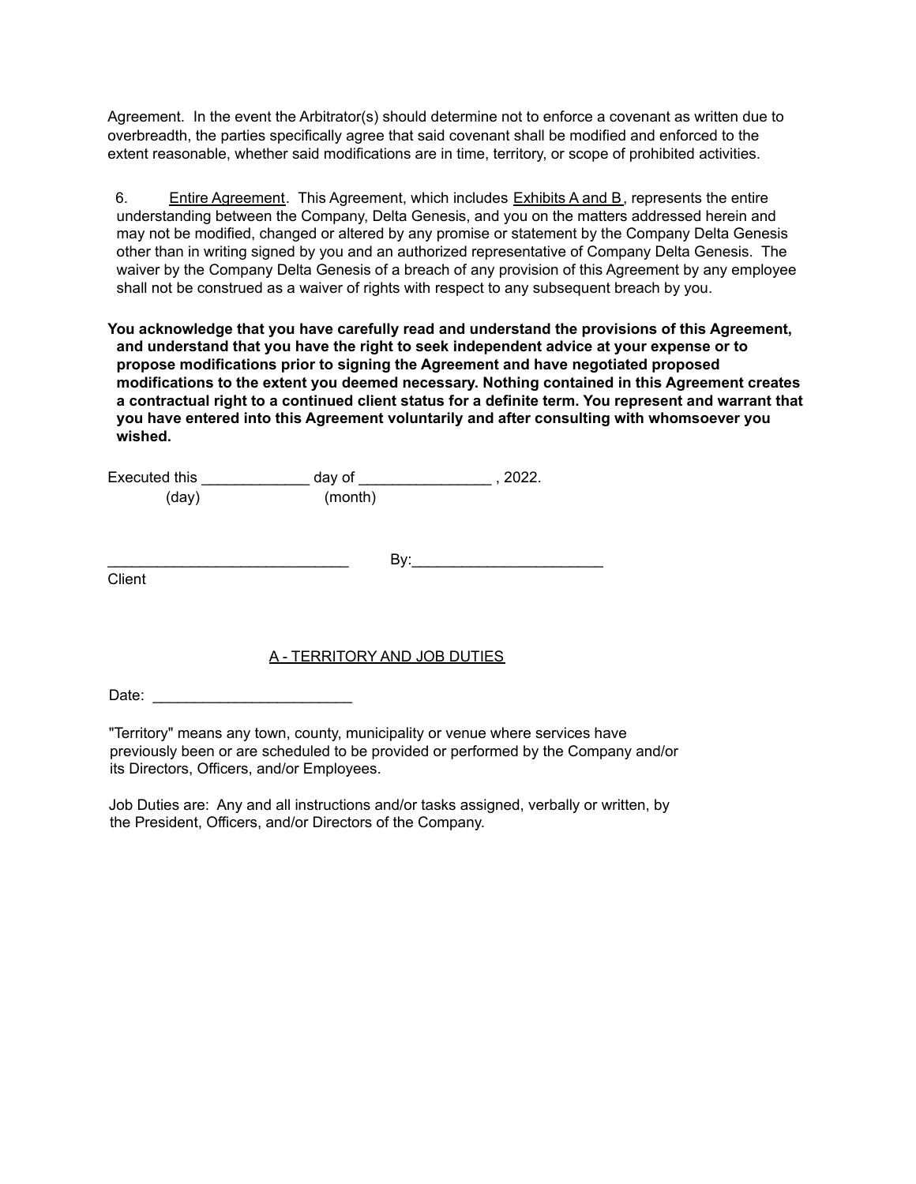Agreement. In the event the Arbitrator(s) should determine not to enforce a covenant as written due to overbreadth, the parties specifically agree that said covenant shall be modified and enforced to the extent reasonable, whether said modifications are in time, territory, or scope of prohibited activities.

6. Entire Agreement. This Agreement, which includes Exhibits A and B, represents the entire understanding between the Company, Delta Genesis, and you on the matters addressed herein and may not be modified, changed or altered by any promise or statement by the Company Delta Genesis other than in writing signed by you and an authorized representative of Company Delta Genesis. The waiver by the Company Delta Genesis of a breach of any provision of this Agreement by any employee shall not be construed as a waiver of rights with respect to any subsequent breach by you.

**You acknowledge that you have carefully read and understand the provisions of this Agreement, and understand that you have the right to seek independent advice at your expense or to propose modifications prior to signing the Agreement and have negotiated proposed modifications to the extent you deemed necessary. Nothing contained in this Agreement creates a contractual right to a continued client status for a definite term. You represent and warrant that you have entered into this Agreement voluntarily and after consulting with whomsoever you wished.**

Executed this _____________ day of ________________ , 2022.
(day) (month)

_____________________________ By:_______________________
Client

A - TERRITORY AND JOB DUTIES

Date: ________________________

"Territory" means any town, county, municipality or venue where services have previously been or are scheduled to be provided or performed by the Company and/or its Directors, Officers, and/or Employees.

Job Duties are: Any and all instructions and/or tasks assigned, verbally or written, by the President, Officers, and/or Directors of the Company.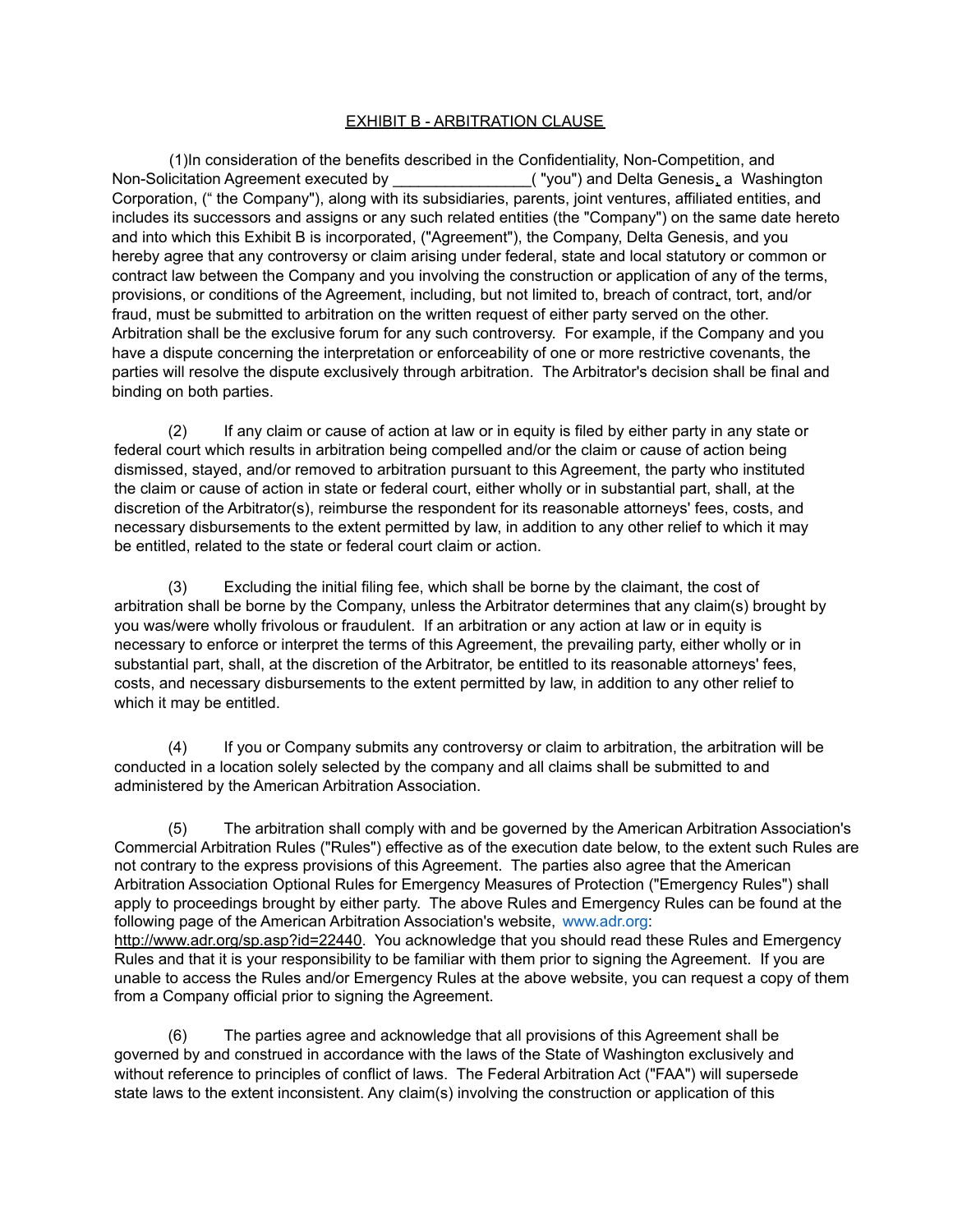EXHIBIT B - ARBITRATION CLAUSE

(1)In consideration of the benefits described in the Confidentiality, Non-Competition, and Non-Solicitation Agreement executed by ________________( "you") and Delta Genesis, a Washington Corporation, (" the Company"), along with its subsidiaries, parents, joint ventures, affiliated entities, and includes its successors and assigns or any such related entities (the "Company") on the same date hereto and into which this Exhibit B is incorporated, ("Agreement"), the Company, Delta Genesis, and you hereby agree that any controversy or claim arising under federal, state and local statutory or common or contract law between the Company and you involving the construction or application of any of the terms, provisions, or conditions of the Agreement, including, but not limited to, breach of contract, tort, and/or fraud, must be submitted to arbitration on the written request of either party served on the other. Arbitration shall be the exclusive forum for any such controversy. For example, if the Company and you have a dispute concerning the interpretation or enforceability of one or more restrictive covenants, the parties will resolve the dispute exclusively through arbitration. The Arbitrator's decision shall be final and binding on both parties.

(2) If any claim or cause of action at law or in equity is filed by either party in any state or federal court which results in arbitration being compelled and/or the claim or cause of action being dismissed, stayed, and/or removed to arbitration pursuant to this Agreement, the party who instituted the claim or cause of action in state or federal court, either wholly or in substantial part, shall, at the discretion of the Arbitrator(s), reimburse the respondent for its reasonable attorneys' fees, costs, and necessary disbursements to the extent permitted by law, in addition to any other relief to which it may be entitled, related to the state or federal court claim or action.

(3) Excluding the initial filing fee, which shall be borne by the claimant, the cost of arbitration shall be borne by the Company, unless the Arbitrator determines that any claim(s) brought by you was/were wholly frivolous or fraudulent. If an arbitration or any action at law or in equity is necessary to enforce or interpret the terms of this Agreement, the prevailing party, either wholly or in substantial part, shall, at the discretion of the Arbitrator, be entitled to its reasonable attorneys' fees, costs, and necessary disbursements to the extent permitted by law, in addition to any other relief to which it may be entitled.

(4) If you or Company submits any controversy or claim to arbitration, the arbitration will be conducted in a location solely selected by the company and all claims shall be submitted to and administered by the American Arbitration Association.

(5) The arbitration shall comply with and be governed by the American Arbitration Association's Commercial Arbitration Rules ("Rules") effective as of the execution date below, to the extent such Rules are not contrary to the express provisions of this Agreement. The parties also agree that the American Arbitration Association Optional Rules for Emergency Measures of Protection ("Emergency Rules") shall apply to proceedings brought by either party. The above Rules and Emergency Rules can be found at the following page of the American Arbitration Association's website, www.adr.org: http://www.adr.org/sp.asp?id=22440. You acknowledge that you should read these Rules and Emergency Rules and that it is your responsibility to be familiar with them prior to signing the Agreement. If you are unable to access the Rules and/or Emergency Rules at the above website, you can request a copy of them from a Company official prior to signing the Agreement.

(6) The parties agree and acknowledge that all provisions of this Agreement shall be governed by and construed in accordance with the laws of the State of Washington exclusively and without reference to principles of conflict of laws. The Federal Arbitration Act ("FAA") will supersede state laws to the extent inconsistent. Any claim(s) involving the construction or application of this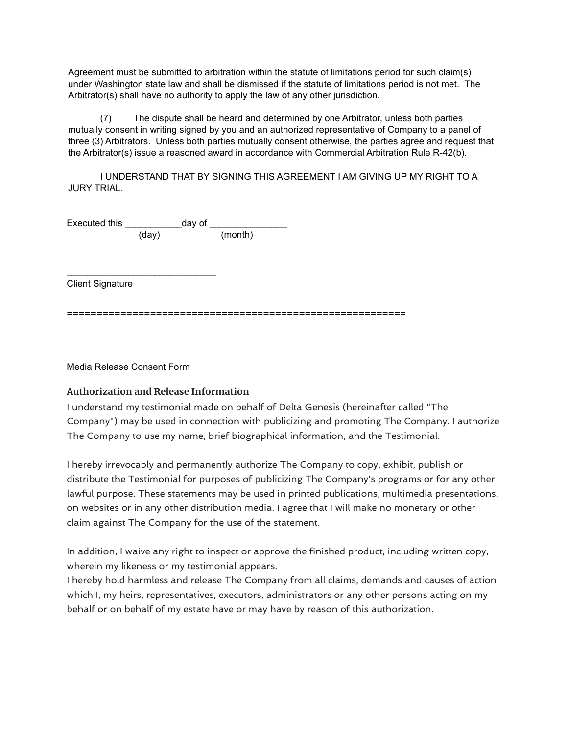Agreement must be submitted to arbitration within the statute of limitations period for such claim(s) under Washington state law and shall be dismissed if the statute of limitations period is not met. The Arbitrator(s) shall have no authority to apply the law of any other jurisdiction.

(7) The dispute shall be heard and determined by one Arbitrator, unless both parties mutually consent in writing signed by you and an authorized representative of Company to a panel of three (3) Arbitrators. Unless both parties mutually consent otherwise, the parties agree and request that the Arbitrator(s) issue a reasoned award in accordance with Commercial Arbitration Rule R-42(b).

I UNDERSTAND THAT BY SIGNING THIS AGREEMENT I AM GIVING UP MY RIGHT TO A JURY TRIAL.

Executed this ___________day of _______________
(day) (month)

_____________________________
Client Signature

========================================================

Media Release Consent Form

### Authorization and Release Information

I understand my testimonial made on behalf of Delta Genesis (hereinafter called "The Company") may be used in connection with publicizing and promoting The Company. I authorize The Company to use my name, brief biographical information, and the Testimonial.

I hereby irrevocably and permanently authorize The Company to copy, exhibit, publish or distribute the Testimonial for purposes of publicizing The Company's programs or for any other lawful purpose. These statements may be used in printed publications, multimedia presentations, on websites or in any other distribution media. I agree that I will make no monetary or other claim against The Company for the use of the statement.

In addition, I waive any right to inspect or approve the finished product, including written copy, wherein my likeness or my testimonial appears.
I hereby hold harmless and release The Company from all claims, demands and causes of action which I, my heirs, representatives, executors, administrators or any other persons acting on my behalf or on behalf of my estate have or may have by reason of this authorization.